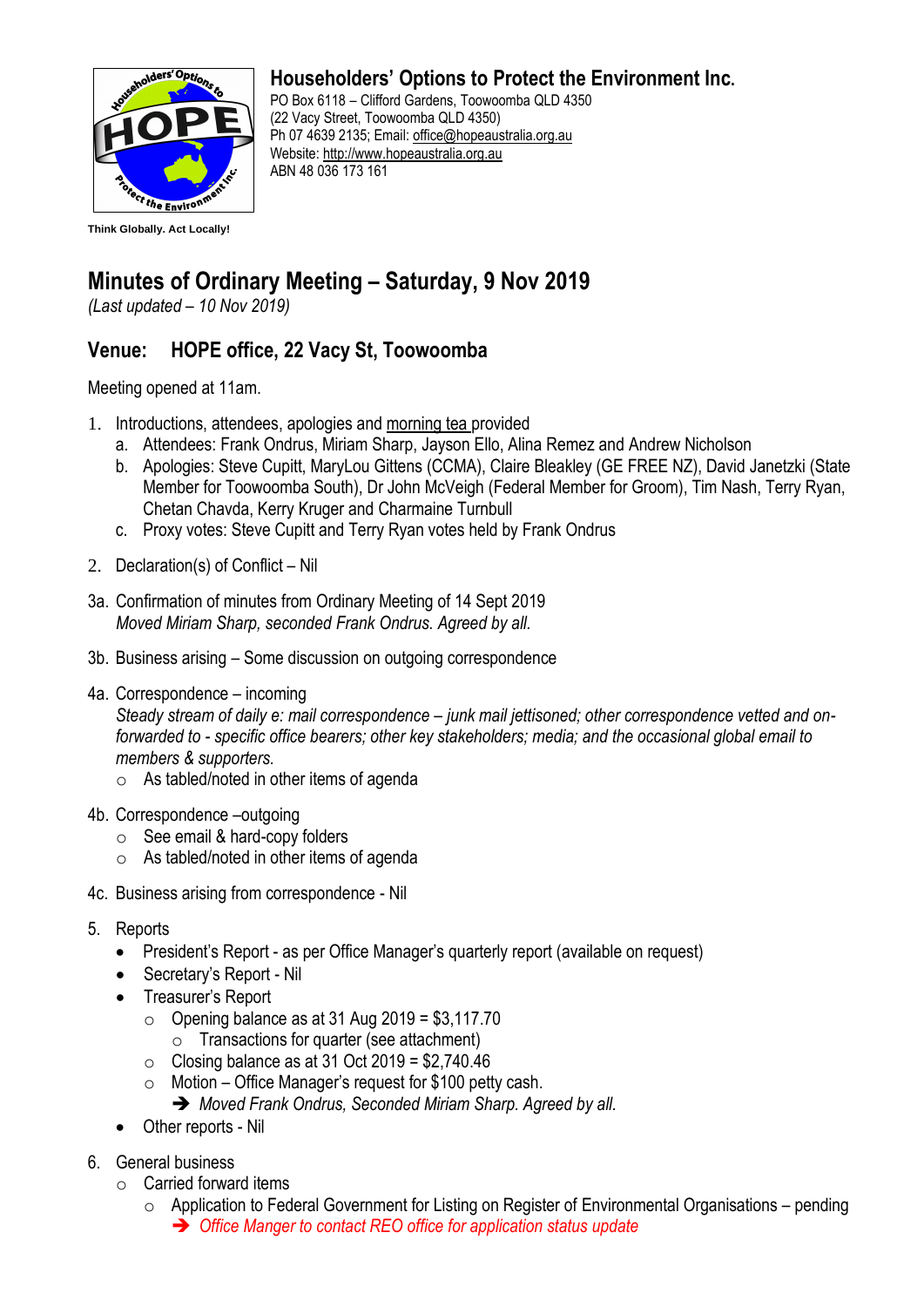# Householders' Options to Protect the Environment Inc.

PO Box 6118 – Clifford Gardens, Toowoomba QLD 4350
(22 Vacy Street, Toowoomba QLD 4350)
Ph 07 4639 2135; Email: office@hopeaustralia.org.au
Website: http://www.hopeaustralia.org.au
ABN 48 036 173 161

**Think Globally. Act Locally!**

# Minutes of Ordinary Meeting – Saturday, 9 Nov 2019

*(Last updated – 10 Nov 2019)*

## Venue: HOPE office, 22 Vacy St, Toowoomba

Meeting opened at 11am.

1. Introductions, attendees, apologies and morning tea provided
   a. Attendees: Frank Ondrus, Miriam Sharp, Jayson Ello, Alina Remez and Andrew Nicholson
   b. Apologies: Steve Cupitt, MaryLou Gittens (CCMA), Claire Bleakley (GE FREE NZ), David Janetzki (State Member for Toowoomba South), Dr John McVeigh (Federal Member for Groom), Tim Nash, Terry Ryan, Chetan Chavda, Kerry Kruger and Charmaine Turnbull
   c. Proxy votes: Steve Cupitt and Terry Ryan votes held by Frank Ondrus

2. Declaration(s) of Conflict – Nil

3a. Confirmation of minutes from Ordinary Meeting of 14 Sept 2019
*Moved Miriam Sharp, seconded Frank Ondrus. Agreed by all.*

3b. Business arising – Some discussion on outgoing correspondence

4a. Correspondence – incoming
*Steady stream of daily e: mail correspondence – junk mail jettisoned; other correspondence vetted and on-forwarded to - specific office bearers; other key stakeholders; media; and the occasional global email to members & supporters.*
- As tabled/noted in other items of agenda

4b. Correspondence –outgoing
- See email & hard-copy folders
- As tabled/noted in other items of agenda

4c. Business arising from correspondence - Nil

5. Reports
   - President's Report - as per Office Manager's quarterly report (available on request)
   - Secretary's Report - Nil
   - Treasurer's Report
     - Opening balance as at 31 Aug 2019 = $3,117.70
       - Transactions for quarter (see attachment)
     - Closing balance as at 31 Oct 2019 = $2,740.46
     - Motion – Office Manager's request for $100 petty cash.
       ➔ *Moved Frank Ondrus, Seconded Miriam Sharp. Agreed by all.*
   - Other reports - Nil

6. General business
   - Carried forward items
     - Application to Federal Government for Listing on Register of Environmental Organisations – pending
       ➔ *Office Manger to contact REO office for application status update*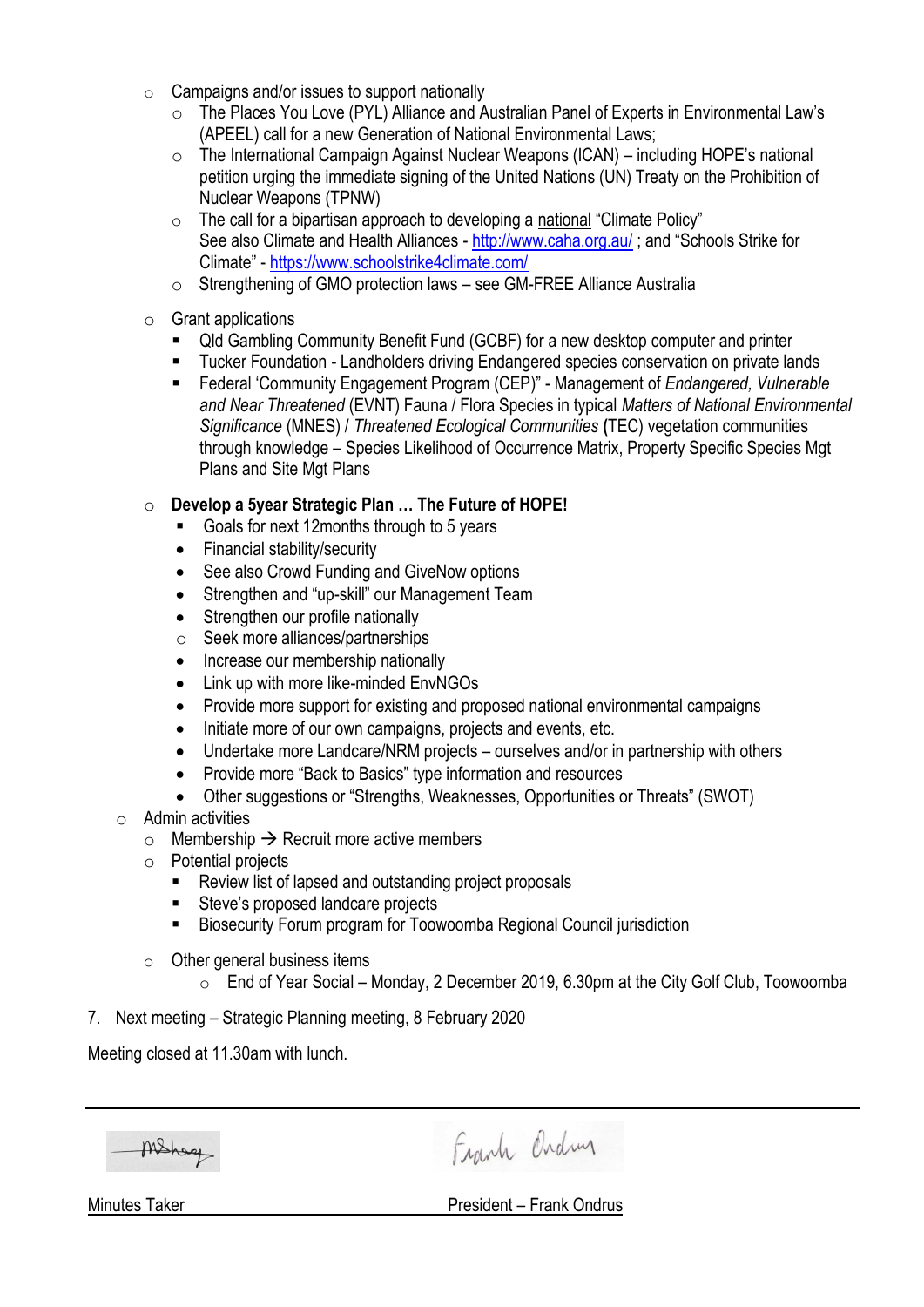- Campaigns and/or issues to support nationally
  - The Places You Love (PYL) Alliance and Australian Panel of Experts in Environmental Law's (APEEL) call for a new Generation of National Environmental Laws;
  - The International Campaign Against Nuclear Weapons (ICAN) – including HOPE's national petition urging the immediate signing of the United Nations (UN) Treaty on the Prohibition of Nuclear Weapons (TPNW)
  - The call for a bipartisan approach to developing a national "Climate Policy"
    See also Climate and Health Alliances - http://www.caha.org.au/ ; and "Schools Strike for Climate" - https://www.schoolstrike4climate.com/
  - Strengthening of GMO protection laws – see GM-FREE Alliance Australia
- Grant applications
  - Qld Gambling Community Benefit Fund (GCBF) for a new desktop computer and printer
  - Tucker Foundation - Landholders driving Endangered species conservation on private lands
  - Federal 'Community Engagement Program (CEP)" - Management of *Endangered, Vulnerable and Near Threatened* (EVNT) Fauna / Flora Species in typical *Matters of National Environmental Significance* (MNES) / *Threatened Ecological Communities* **(**TEC) vegetation communities through knowledge – Species Likelihood of Occurrence Matrix, Property Specific Species Mgt Plans and Site Mgt Plans
- **Develop a 5year Strategic Plan … The Future of HOPE!**
  - Goals for next 12months through to 5 years
  - Financial stability/security
  - See also Crowd Funding and GiveNow options
  - Strengthen and "up-skill" our Management Team
  - Strengthen our profile nationally
  - Seek more alliances/partnerships
  - Increase our membership nationally
  - Link up with more like-minded EnvNGOs
  - Provide more support for existing and proposed national environmental campaigns
  - Initiate more of our own campaigns, projects and events, etc.
  - Undertake more Landcare/NRM projects – ourselves and/or in partnership with others
  - Provide more "Back to Basics" type information and resources
  - Other suggestions or "Strengths, Weaknesses, Opportunities or Threats" (SWOT)
- Admin activities
  - Membership → Recruit more active members
  - Potential projects
    - Review list of lapsed and outstanding project proposals
    - Steve's proposed landcare projects
    - Biosecurity Forum program for Toowoomba Regional Council jurisdiction
  - Other general business items
    - End of Year Social – Monday, 2 December 2019, 6.30pm at the City Golf Club, Toowoomba

7. Next meeting – Strategic Planning meeting, 8 February 2020

Meeting closed at 11.30am with lunch.

---

Minutes Taker

President – Frank Ondrus